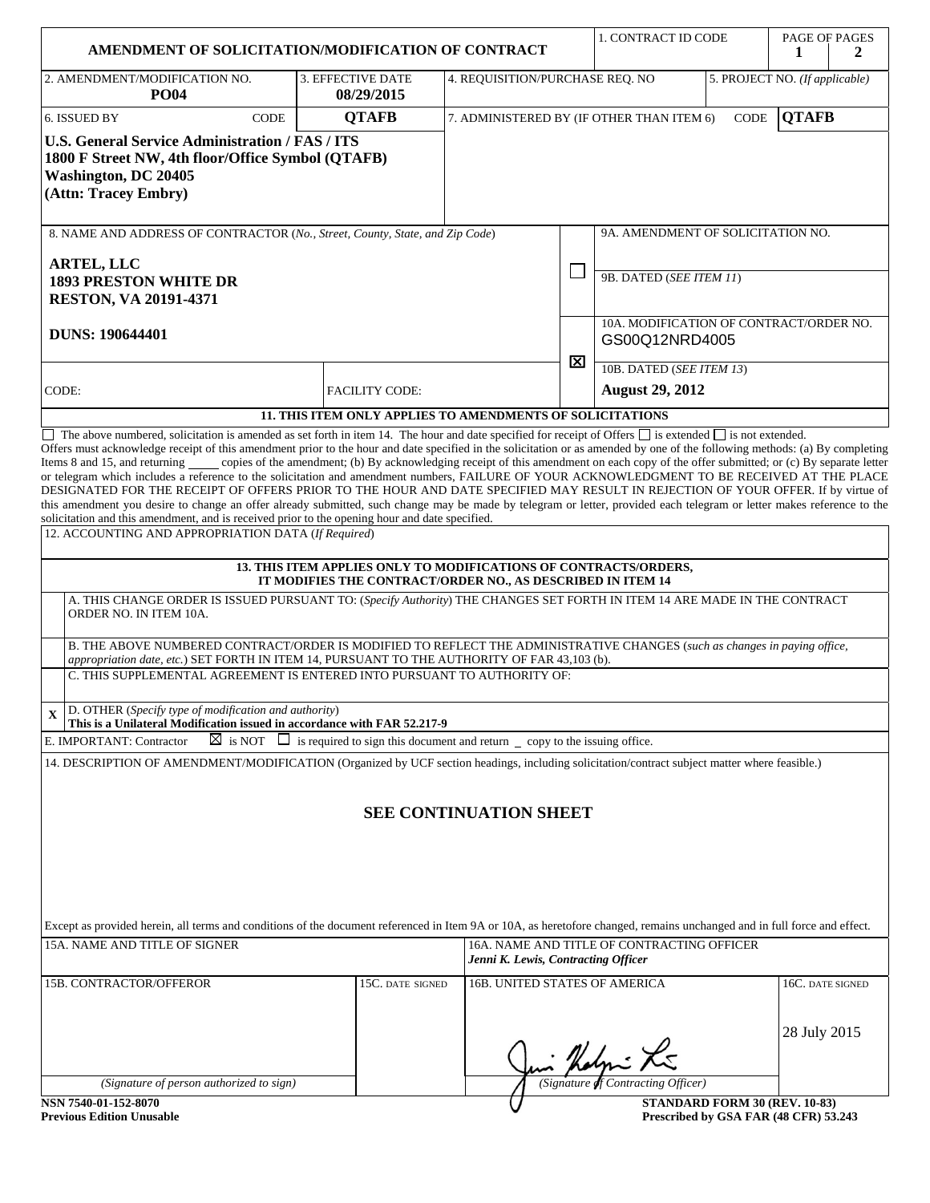# AMENDMENT OF SOLICITATION/MODIFICATION OF CONTRACT

| 1. CONTRACT ID CODE | PAGE OF PAGES |
|---|---|
| | 1 2 |

| 2. AMENDMENT/MODIFICATION NO. | 3. EFFECTIVE DATE | 4. REQUISITION/PURCHASE REQ. NO | 5. PROJECT NO. *(If applicable)* |
|---|---|---|---|
| **PO04** | **08/29/2015** | | |

| 6. ISSUED BY CODE **QTAFB** | 7. ADMINISTERED BY (IF OTHER THAN ITEM 6) CODE **QTAFB** |
|---|---|
| **U.S. General Service Administration / FAS / ITS**<br>**1800 F Street NW, 4th floor/Office Symbol (QTAFB)**<br>**Washington, DC 20405**<br>**(Attn: Tracey Embry)** | |

8. NAME AND ADDRESS OF CONTRACTOR (*No., Street, County, State, and Zip Code*)

**ARTEL, LLC**
**1893 PRESTON WHITE DR**
**RESTON, VA 20191-4371**

**DUNS: 190644401**

CODE: FACILITY CODE:

☐ 9A. AMENDMENT OF SOLICITATION NO.

9B. DATED (*SEE ITEM 11*)

☒ 10A. MODIFICATION OF CONTRACT/ORDER NO. GS00Q12NRD4005

10B. DATED (*SEE ITEM 13*) **August 29, 2012**

**11. THIS ITEM ONLY APPLIES TO AMENDMENTS OF SOLICITATIONS**

☐ The above numbered, solicitation is amended as set forth in item 14. The hour and date specified for receipt of Offers ☐ is extended ☐ is not extended.
Offers must acknowledge receipt of this amendment prior to the hour and date specified in the solicitation or as amended by one of the following methods: (a) By completing Items 8 and 15, and returning ____ copies of the amendment; (b) By acknowledging receipt of this amendment on each copy of the offer submitted; or (c) By separate letter or telegram which includes a reference to the solicitation and amendment numbers, FAILURE OF YOUR ACKNOWLEDGMENT TO BE RECEIVED AT THE PLACE DESIGNATED FOR THE RECEIPT OF OFFERS PRIOR TO THE HOUR AND DATE SPECIFIED MAY RESULT IN REJECTION OF YOUR OFFER. If by virtue of this amendment you desire to change an offer already submitted, such change may be made by telegram or letter, provided each telegram or letter makes reference to the solicitation and this amendment, and is received prior to the opening hour and date specified.

12. ACCOUNTING AND APPROPRIATION DATA (*If Required*)

**13. THIS ITEM APPLIES ONLY TO MODIFICATIONS OF CONTRACTS/ORDERS, IT MODIFIES THE CONTRACT/ORDER NO., AS DESCRIBED IN ITEM 14**

| | |
|---|---|
| | A. THIS CHANGE ORDER IS ISSUED PURSUANT TO: (*Specify Authority*) THE CHANGES SET FORTH IN ITEM 14 ARE MADE IN THE CONTRACT ORDER NO. IN ITEM 10A. |
| | B. THE ABOVE NUMBERED CONTRACT/ORDER IS MODIFIED TO REFLECT THE ADMINISTRATIVE CHANGES (*such as changes in paying office, appropriation date, etc.*) SET FORTH IN ITEM 14, PURSUANT TO THE AUTHORITY OF FAR 43,103 (b). |
| | C. THIS SUPPLEMENTAL AGREEMENT IS ENTERED INTO PURSUANT TO AUTHORITY OF: |
| X | D. OTHER (*Specify type of modification and authority*)<br>**This is a Unilateral Modification issued in accordance with FAR 52.217-9** |

E. IMPORTANT: Contractor ☒ is NOT ☐ is required to sign this document and return _ copy to the issuing office.

14. DESCRIPTION OF AMENDMENT/MODIFICATION (Organized by UCF section headings, including solicitation/contract subject matter where feasible.)

**SEE CONTINUATION SHEET**

Except as provided herein, all terms and conditions of the document referenced in Item 9A or 10A, as heretofore changed, remains unchanged and in full force and effect.

| 15A. NAME AND TITLE OF SIGNER | | 16A. NAME AND TITLE OF CONTRACTING OFFICER<br>*Jenni K. Lewis, Contracting Officer* | |
|---|---|---|---|
| 15B. CONTRACTOR/OFFEROR | 15C. DATE SIGNED | 16B. UNITED STATES OF AMERICA | 16C. DATE SIGNED |
| *(Signature of person authorized to sign)* | | *(Signature of Contracting Officer)* | 28 July 2015 |

**NSN 7540-01-152-8070**
**Previous Edition Unusable**

**STANDARD FORM 30 (REV. 10-83)**
**Prescribed by GSA FAR (48 CFR) 53.243**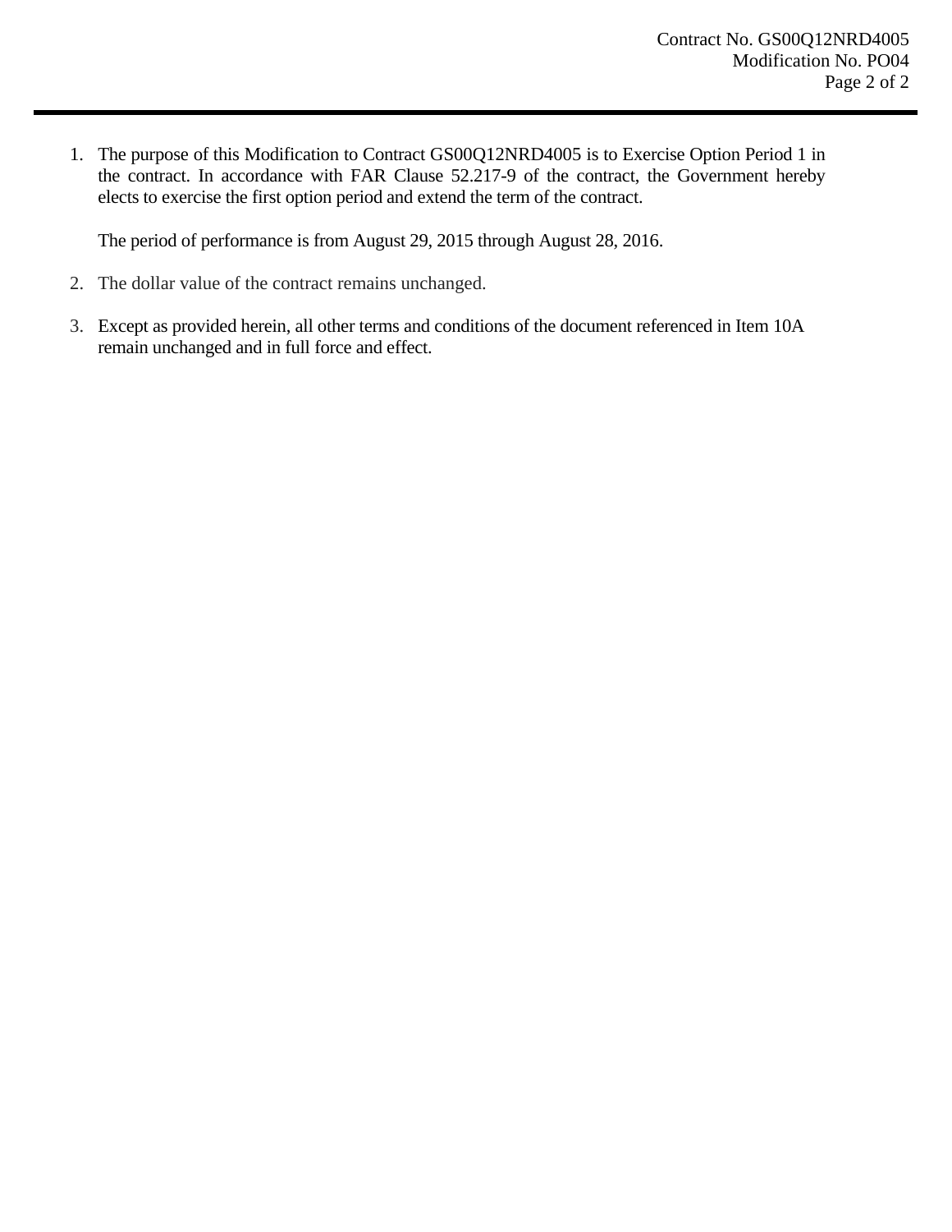1. The purpose of this Modification to Contract GS00Q12NRD4005 is to Exercise Option Period 1 in the contract. In accordance with FAR Clause 52.217-9 of the contract, the Government hereby elects to exercise the first option period and extend the term of the contract.

   The period of performance is from August 29, 2015 through August 28, 2016.

2. The dollar value of the contract remains unchanged.

3. Except as provided herein, all other terms and conditions of the document referenced in Item 10A remain unchanged and in full force and effect.